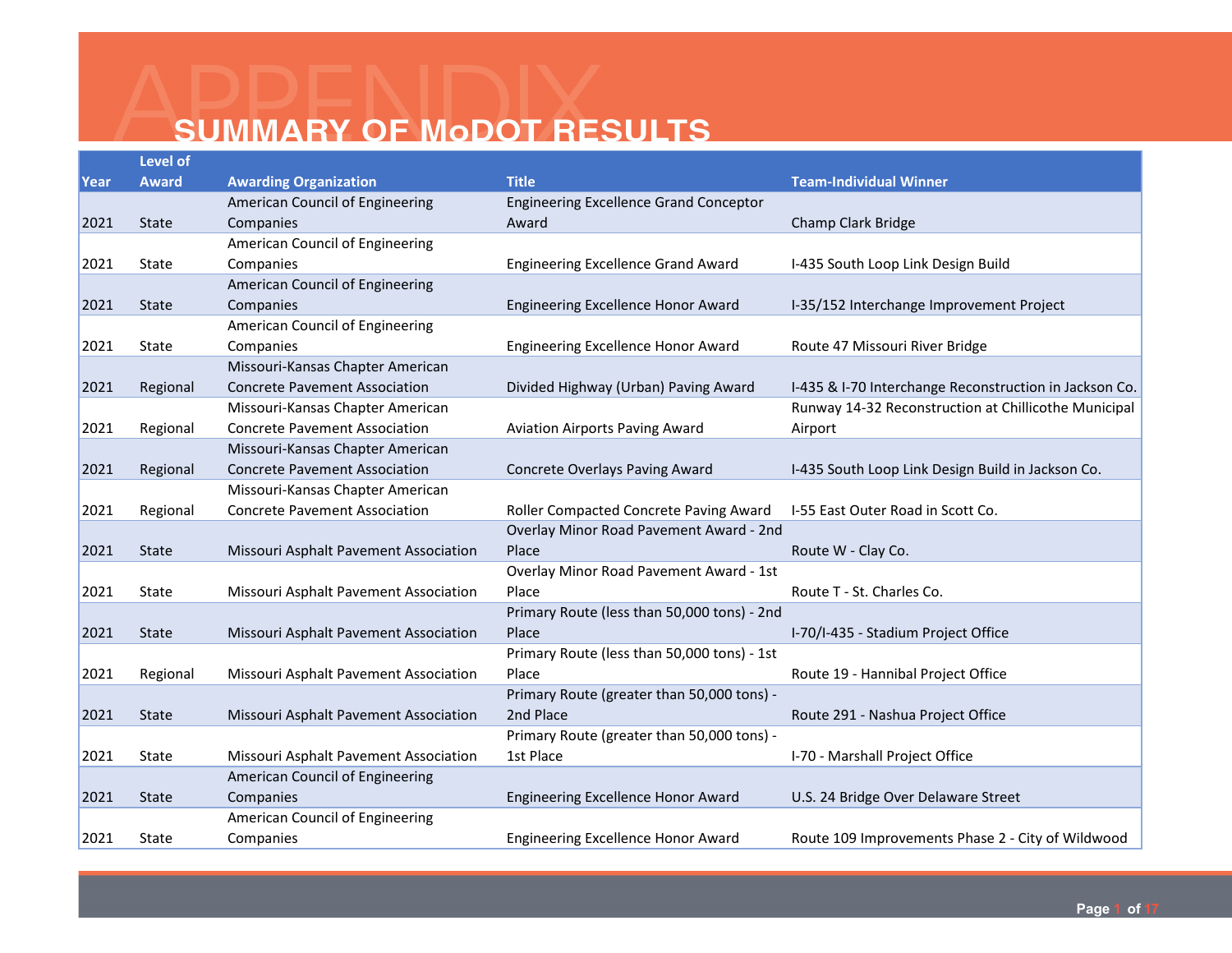# APPENDIX

## SUMMARY OF MoDOT RESULTS

| Year | Level of Award | Awarding Organization | Title | Team-Individual Winner |
|---|---|---|---|---|
| 2021 | State | American Council of Engineering Companies | Engineering Excellence Grand Conceptor Award | Champ Clark Bridge |
| 2021 | State | American Council of Engineering Companies | Engineering Excellence Grand Award | I-435 South Loop Link Design Build |
| 2021 | State | American Council of Engineering Companies | Engineering Excellence Honor Award | I-35/152 Interchange Improvement Project |
| 2021 | State | American Council of Engineering Companies | Engineering Excellence Honor Award | Route 47 Missouri River Bridge |
| 2021 | Regional | Missouri-Kansas Chapter American Concrete Pavement Association | Divided Highway (Urban) Paving Award | I-435 & I-70 Interchange Reconstruction in Jackson Co. |
| 2021 | Regional | Missouri-Kansas Chapter American Concrete Pavement Association | Aviation Airports Paving Award | Runway 14-32 Reconstruction at Chillicothe Municipal Airport |
| 2021 | Regional | Missouri-Kansas Chapter American Concrete Pavement Association | Concrete Overlays Paving Award | I-435 South Loop Link Design Build in Jackson Co. |
| 2021 | Regional | Missouri-Kansas Chapter American Concrete Pavement Association | Roller Compacted Concrete Paving Award | I-55 East Outer Road in Scott Co. |
| 2021 | State | Missouri Asphalt Pavement Association | Overlay Minor Road Pavement Award - 2nd Place | Route W - Clay Co. |
| 2021 | State | Missouri Asphalt Pavement Association | Overlay Minor Road Pavement Award - 1st Place | Route T - St. Charles Co. |
| 2021 | State | Missouri Asphalt Pavement Association | Primary Route (less than 50,000 tons) - 2nd Place | I-70/I-435 - Stadium Project Office |
| 2021 | Regional | Missouri Asphalt Pavement Association | Primary Route (less than 50,000 tons) - 1st Place | Route 19 - Hannibal Project Office |
| 2021 | State | Missouri Asphalt Pavement Association | Primary Route (greater than 50,000 tons) - 2nd Place | Route 291 - Nashua Project Office |
| 2021 | State | Missouri Asphalt Pavement Association | Primary Route (greater than 50,000 tons) - 1st Place | I-70 - Marshall Project Office |
| 2021 | State | American Council of Engineering Companies | Engineering Excellence Honor Award | U.S. 24 Bridge Over Delaware Street |
| 2021 | State | American Council of Engineering Companies | Engineering Excellence Honor Award | Route 109 Improvements Phase 2 - City of Wildwood |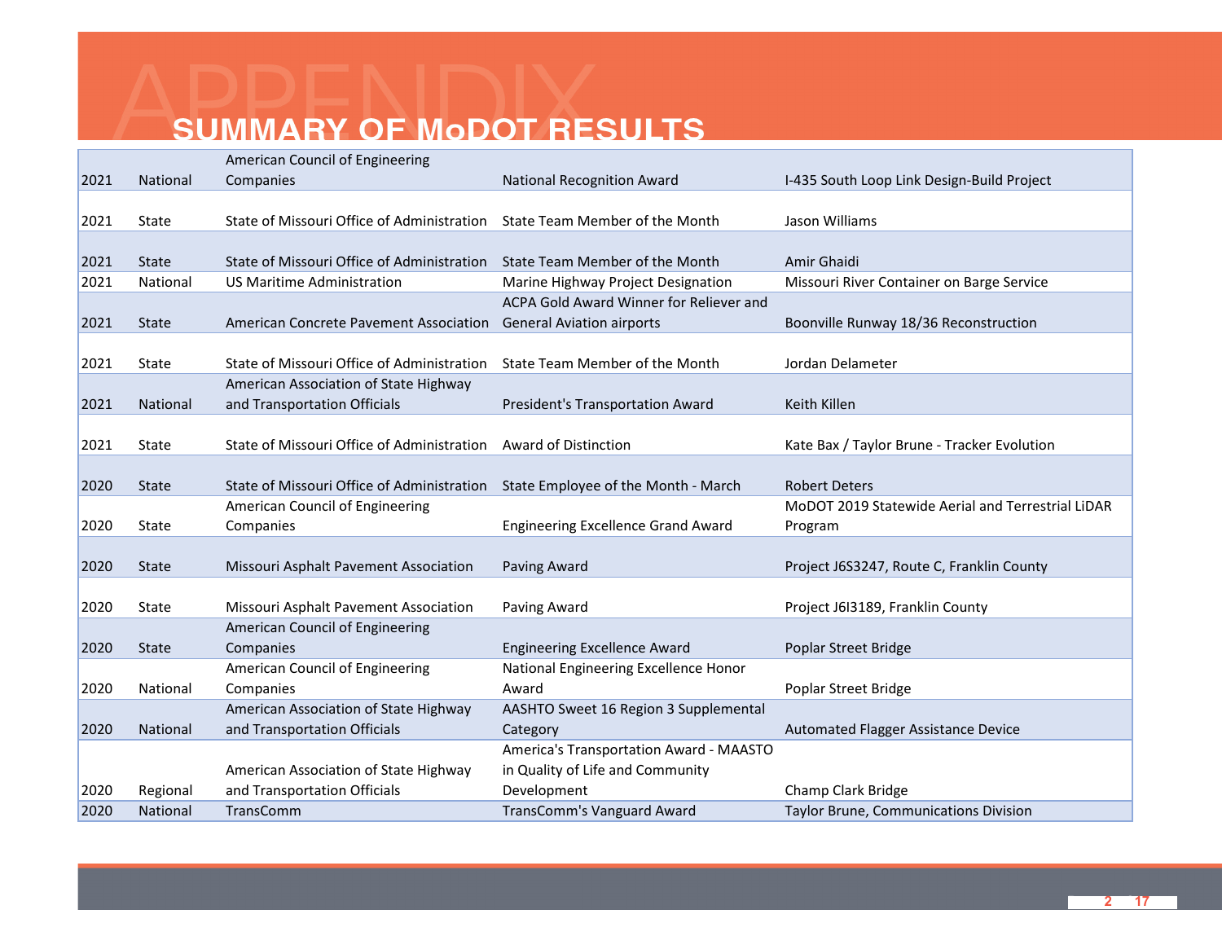# APPENDIX

## SUMMARY OF MoDOT RESULTS

| | | | | |
|---|---|---|---|---|
| 2021 | National | American Council of Engineering Companies | National Recognition Award | I-435 South Loop Link Design-Build Project |
| 2021 | State | State of Missouri Office of Administration | State Team Member of the Month | Jason Williams |
| 2021 | State | State of Missouri Office of Administration | State Team Member of the Month | Amir Ghaidi |
| 2021 | National | US Maritime Administration | Marine Highway Project Designation | Missouri River Container on Barge Service |
| 2021 | State | American Concrete Pavement Association | ACPA Gold Award Winner for Reliever and General Aviation airports | Boonville Runway 18/36 Reconstruction |
| 2021 | State | State of Missouri Office of Administration | State Team Member of the Month | Jordan Delameter |
| 2021 | National | American Association of State Highway and Transportation Officials | President's Transportation Award | Keith Killen |
| 2021 | State | State of Missouri Office of Administration | Award of Distinction | Kate Bax / Taylor Brune - Tracker Evolution |
| 2020 | State | State of Missouri Office of Administration | State Employee of the Month - March | Robert Deters |
| 2020 | State | American Council of Engineering Companies | Engineering Excellence Grand Award | MoDOT 2019 Statewide Aerial and Terrestrial LiDAR Program |
| 2020 | State | Missouri Asphalt Pavement Association | Paving Award | Project J6S3247, Route C, Franklin County |
| 2020 | State | Missouri Asphalt Pavement Association | Paving Award | Project J6I3189, Franklin County |
| 2020 | State | American Council of Engineering Companies | Engineering Excellence Award | Poplar Street Bridge |
| 2020 | National | American Council of Engineering Companies | National Engineering Excellence Honor Award | Poplar Street Bridge |
| 2020 | National | American Association of State Highway and Transportation Officials | AASHTO Sweet 16 Region 3 Supplemental Category | Automated Flagger Assistance Device |
| 2020 | Regional | American Association of State Highway and Transportation Officials | America's Transportation Award - MAASTO in Quality of Life and Community Development | Champ Clark Bridge |
| 2020 | National | TransComm | TransComm's Vanguard Award | Taylor Brune, Communications Division |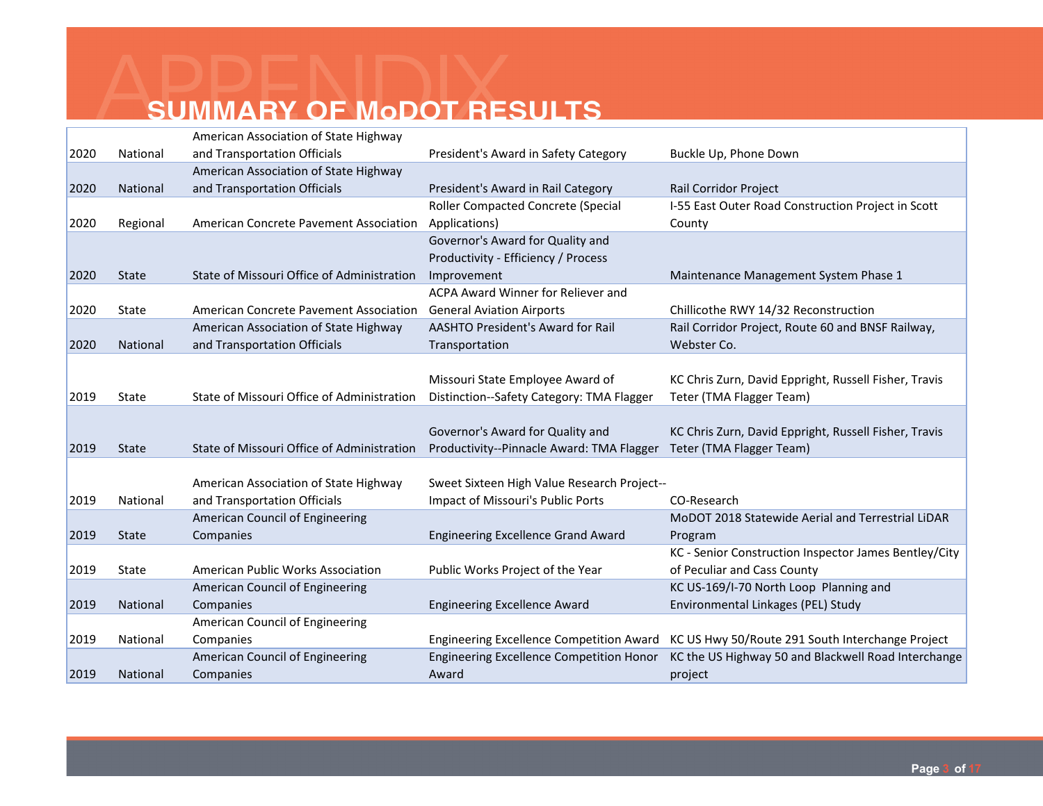# APPENDIX

## SUMMARY OF MoDOT RESULTS

| | | | | |
|---|---|---|---|---|
| 2020 | National | American Association of State Highway and Transportation Officials | President's Award in Safety Category | Buckle Up, Phone Down |
| 2020 | National | American Association of State Highway and Transportation Officials | President's Award in Rail Category | Rail Corridor Project |
| 2020 | Regional | American Concrete Pavement Association | Roller Compacted Concrete (Special Applications) | I-55 East Outer Road Construction Project in Scott County |
| 2020 | State | State of Missouri Office of Administration | Governor's Award for Quality and Productivity - Efficiency / Process Improvement | Maintenance Management System Phase 1 |
| 2020 | State | American Concrete Pavement Association | ACPA Award Winner for Reliever and General Aviation Airports | Chillicothe RWY 14/32 Reconstruction |
| 2020 | National | American Association of State Highway and Transportation Officials | AASHTO President's Award for Rail Transportation | Rail Corridor Project, Route 60 and BNSF Railway, Webster Co. |
| 2019 | State | State of Missouri Office of Administration | Missouri State Employee Award of Distinction--Safety Category: TMA Flagger | KC Chris Zurn, David Eppright, Russell Fisher, Travis Teter (TMA Flagger Team) |
| 2019 | State | State of Missouri Office of Administration | Governor's Award for Quality and Productivity--Pinnacle Award: TMA Flagger | KC Chris Zurn, David Eppright, Russell Fisher, Travis Teter (TMA Flagger Team) |
| 2019 | National | American Association of State Highway and Transportation Officials | Sweet Sixteen High Value Research Project--Impact of Missouri's Public Ports | CO-Research |
| 2019 | State | American Council of Engineering Companies | Engineering Excellence Grand Award | MoDOT 2018 Statewide Aerial and Terrestrial LiDAR Program |
| 2019 | State | American Public Works Association | Public Works Project of the Year | KC - Senior Construction Inspector James Bentley/City of Peculiar and Cass County |
| 2019 | National | American Council of Engineering Companies | Engineering Excellence Award | KC US-169/I-70 North Loop Planning and Environmental Linkages (PEL) Study |
| 2019 | National | American Council of Engineering Companies | Engineering Excellence Competition Award | KC US Hwy 50/Route 291 South Interchange Project |
| 2019 | National | American Council of Engineering Companies | Engineering Excellence Competition Honor Award | KC the US Highway 50 and Blackwell Road Interchange project |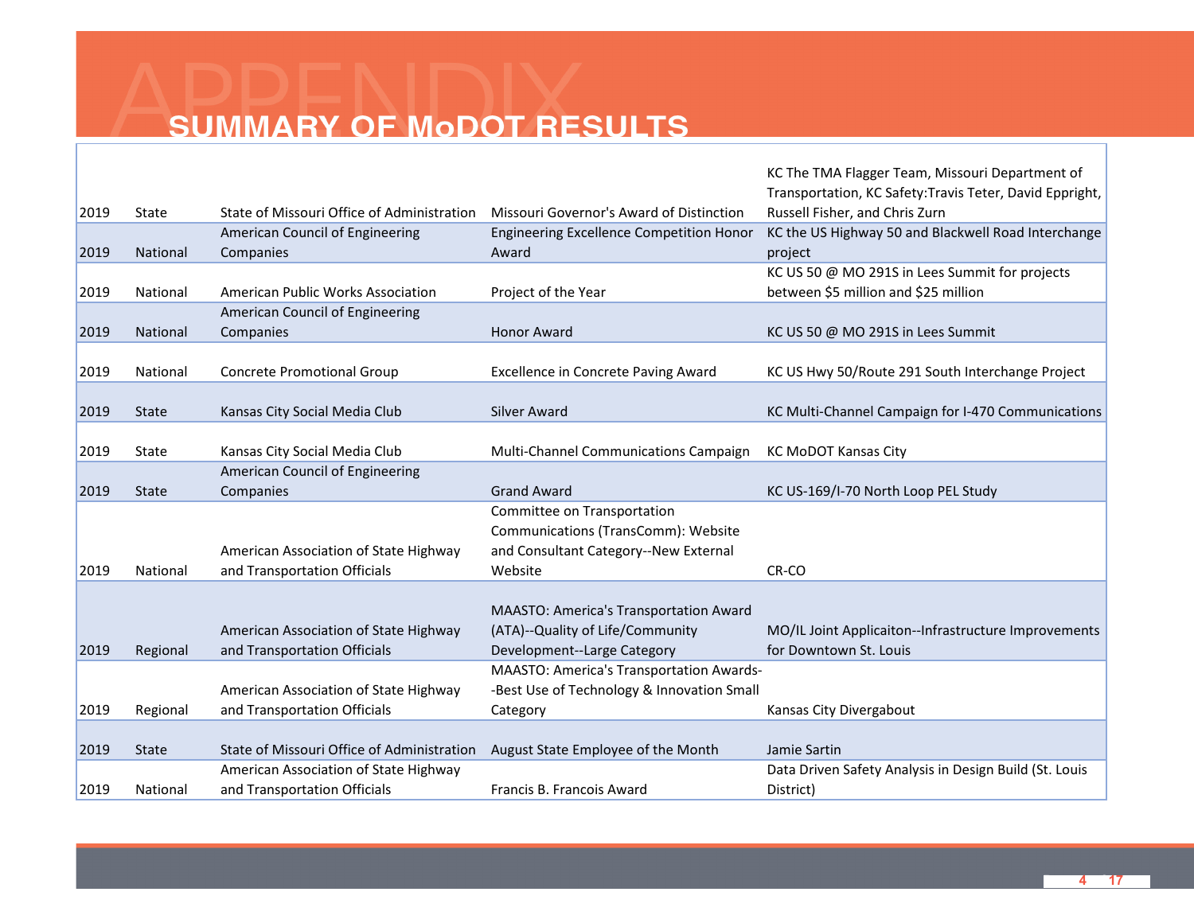# APPENDIX

## SUMMARY OF MoDOT RESULTS

| | | | | |
|---|---|---|---|---|
| 2019 | State | State of Missouri Office of Administration | Missouri Governor's Award of Distinction | KC The TMA Flagger Team, Missouri Department of Transportation, KC Safety:Travis Teter, David Eppright, Russell Fisher, and Chris Zurn |
| 2019 | National | American Council of Engineering Companies | Engineering Excellence Competition Honor Award | KC the US Highway 50 and Blackwell Road Interchange project |
| 2019 | National | American Public Works Association | Project of the Year | KC US 50 @ MO 291S in Lees Summit for projects between $5 million and $25 million |
| 2019 | National | American Council of Engineering Companies | Honor Award | KC US 50 @ MO 291S in Lees Summit |
| 2019 | National | Concrete Promotional Group | Excellence in Concrete Paving Award | KC US Hwy 50/Route 291 South Interchange Project |
| 2019 | State | Kansas City Social Media Club | Silver Award | KC Multi-Channel Campaign for I-470 Communications |
| 2019 | State | Kansas City Social Media Club | Multi-Channel Communications Campaign | KC MoDOT Kansas City |
| 2019 | State | American Council of Engineering Companies | Grand Award | KC US-169/I-70 North Loop PEL Study |
| 2019 | National | American Association of State Highway and Transportation Officials | Committee on Transportation Communications (TransComm): Website and Consultant Category--New External Website | CR-CO |
| 2019 | Regional | American Association of State Highway and Transportation Officials | MAASTO: America's Transportation Award (ATA)--Quality of Life/Community Development--Large Category | MO/IL Joint Applicaiton--Infrastructure Improvements for Downtown St. Louis |
| 2019 | Regional | American Association of State Highway and Transportation Officials | MAASTO: America's Transportation Awards--Best Use of Technology & Innovation Small Category | Kansas City Divergabout |
| 2019 | State | State of Missouri Office of Administration | August State Employee of the Month | Jamie Sartin |
| 2019 | National | American Association of State Highway and Transportation Officials | Francis B. Francois Award | Data Driven Safety Analysis in Design Build (St. Louis District) |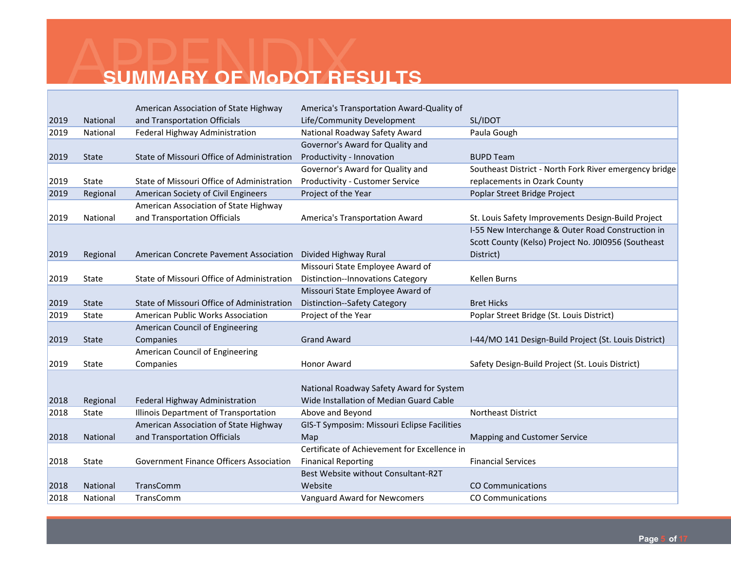# APPENDIX

## SUMMARY OF MoDOT RESULTS

| | | | | |
|---|---|---|---|---|
| 2019 | National | American Association of State Highway and Transportation Officials | America's Transportation Award-Quality of Life/Community Development | SL/IDOT |
| 2019 | National | Federal Highway Administration | National Roadway Safety Award | Paula Gough |
| 2019 | State | State of Missouri Office of Administration | Governor's Award for Quality and Productivity - Innovation | BUPD Team |
| 2019 | State | State of Missouri Office of Administration | Governor's Award for Quality and Productivity - Customer Service | Southeast District - North Fork River emergency bridge replacements in Ozark County |
| 2019 | Regional | American Society of Civil Engineers | Project of the Year | Poplar Street Bridge Project |
| 2019 | National | American Association of State Highway and Transportation Officials | America's Transportation Award | St. Louis Safety Improvements Design-Build Project |
| 2019 | Regional | American Concrete Pavement Association | Divided Highway Rural | I-55 New Interchange & Outer Road Construction in Scott County (Kelso) Project No. J0I0956 (Southeast District) |
| 2019 | State | State of Missouri Office of Administration | Missouri State Employee Award of Distinction--Innovations Category | Kellen Burns |
| 2019 | State | State of Missouri Office of Administration | Missouri State Employee Award of Distinction--Safety Category | Bret Hicks |
| 2019 | State | American Public Works Association | Project of the Year | Poplar Street Bridge (St. Louis District) |
| 2019 | State | American Council of Engineering Companies | Grand Award | I-44/MO 141 Design-Build Project (St. Louis District) |
| 2019 | State | American Council of Engineering Companies | Honor Award | Safety Design-Build Project (St. Louis District) |
| 2018 | Regional | Federal Highway Administration | National Roadway Safety Award for System Wide Installation of Median Guard Cable | |
| 2018 | State | Illinois Department of Transportation | Above and Beyond | Northeast District |
| 2018 | National | American Association of State Highway and Transportation Officials | GIS-T Symposim: Missouri Eclipse Facilities Map | Mapping and Customer Service |
| 2018 | State | Government Finance Officers Association | Certificate of Achievement for Excellence in Finanical Reporting | Financial Services |
| 2018 | National | TransComm | Best Website without Consultant-R2T Website | CO Communications |
| 2018 | National | TransComm | Vanguard Award for Newcomers | CO Communications |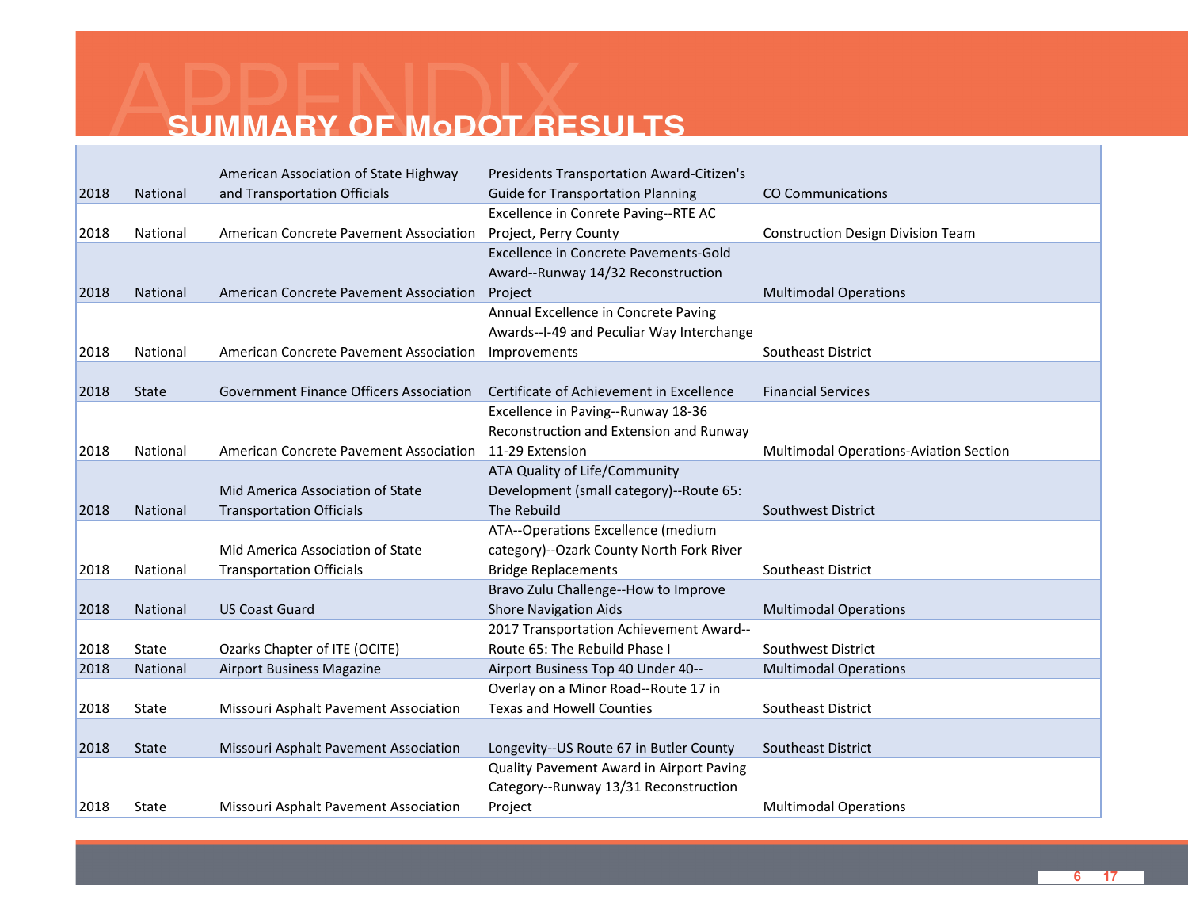# APPENDIX

## SUMMARY OF MoDOT RESULTS

| | | | | |
|---|---|---|---|---|
| 2018 | National | American Association of State Highway and Transportation Officials | Presidents Transportation Award-Citizen's Guide for Transportation Planning | CO Communications |
| 2018 | National | American Concrete Pavement Association | Excellence in Conrete Paving--RTE AC Project, Perry County | Construction Design Division Team |
| 2018 | National | American Concrete Pavement Association | Excellence in Concrete Pavements-Gold Award--Runway 14/32 Reconstruction Project | Multimodal Operations |
| 2018 | National | American Concrete Pavement Association | Annual Excellence in Concrete Paving Awards--I-49 and Peculiar Way Interchange Improvements | Southeast District |
| 2018 | State | Government Finance Officers Association | Certificate of Achievement in Excellence | Financial Services |
| 2018 | National | American Concrete Pavement Association | Excellence in Paving--Runway 18-36 Reconstruction and Extension and Runway 11-29 Extension | Multimodal Operations-Aviation Section |
| 2018 | National | Mid America Association of State Transportation Officials | ATA Quality of Life/Community Development (small category)--Route 65: The Rebuild | Southwest District |
| 2018 | National | Mid America Association of State Transportation Officials | ATA--Operations Excellence (medium category)--Ozark County North Fork River Bridge Replacements | Southeast District |
| 2018 | National | US Coast Guard | Bravo Zulu Challenge--How to Improve Shore Navigation Aids | Multimodal Operations |
| 2018 | State | Ozarks Chapter of ITE (OCITE) | 2017 Transportation Achievement Award--Route 65: The Rebuild Phase I | Southwest District |
| 2018 | National | Airport Business Magazine | Airport Business Top 40 Under 40-- | Multimodal Operations |
| 2018 | State | Missouri Asphalt Pavement Association | Overlay on a Minor Road--Route 17 in Texas and Howell Counties | Southeast District |
| 2018 | State | Missouri Asphalt Pavement Association | Longevity--US Route 67 in Butler County | Southeast District |
| 2018 | State | Missouri Asphalt Pavement Association | Quality Pavement Award in Airport Paving Category--Runway 13/31 Reconstruction Project | Multimodal Operations |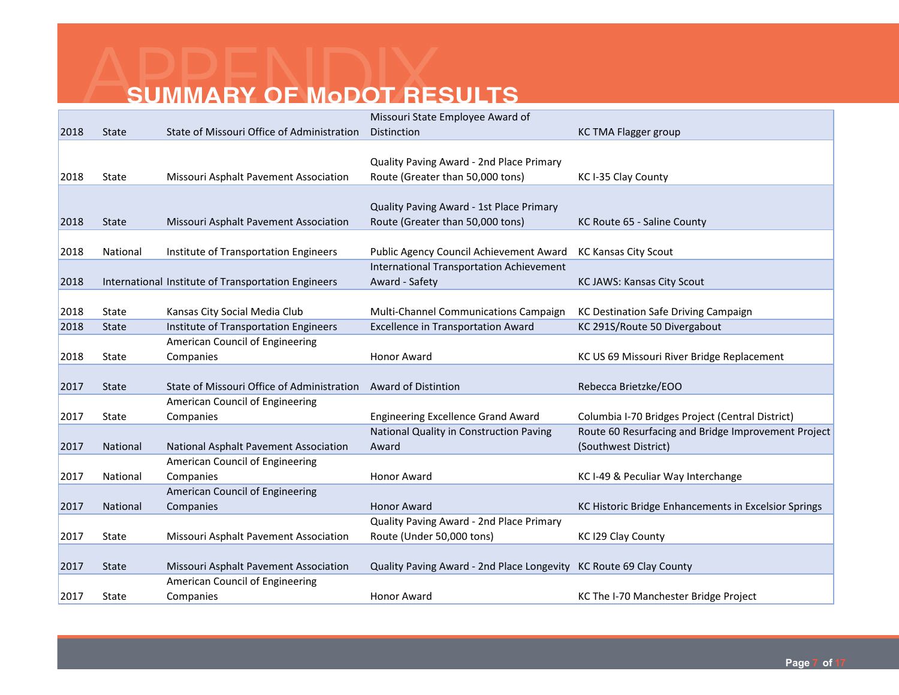# APPENDIX

## SUMMARY OF MoDOT RESULTS

| | | | | |
|---|---|---|---|---|
| 2018 | State | State of Missouri Office of Administration | Missouri State Employee Award of Distinction | KC TMA Flagger group |
| 2018 | State | Missouri Asphalt Pavement Association | Quality Paving Award - 2nd Place Primary Route (Greater than 50,000 tons) | KC I-35 Clay County |
| 2018 | State | Missouri Asphalt Pavement Association | Quality Paving Award - 1st Place Primary Route (Greater than 50,000 tons) | KC Route 65 - Saline County |
| 2018 | National | Institute of Transportation Engineers | Public Agency Council Achievement Award | KC Kansas City Scout |
| 2018 | International | Institute of Transportation Engineers | International Transportation Achievement Award - Safety | KC JAWS: Kansas City Scout |
| 2018 | State | Kansas City Social Media Club | Multi-Channel Communications Campaign | KC Destination Safe Driving Campaign |
| 2018 | State | Institute of Transportation Engineers | Excellence in Transportation Award | KC 291S/Route 50 Divergabout |
| 2018 | State | American Council of Engineering Companies | Honor Award | KC US 69 Missouri River Bridge Replacement |
| 2017 | State | State of Missouri Office of Administration | Award of Distintion | Rebecca Brietzke/EOO |
| 2017 | State | American Council of Engineering Companies | Engineering Excellence Grand Award | Columbia I-70 Bridges Project (Central District) |
| 2017 | National | National Asphalt Pavement Association | National Quality in Construction Paving Award | Route 60 Resurfacing and Bridge Improvement Project (Southwest District) |
| 2017 | National | American Council of Engineering Companies | Honor Award | KC I-49 & Peculiar Way Interchange |
| 2017 | National | American Council of Engineering Companies | Honor Award | KC Historic Bridge Enhancements in Excelsior Springs |
| 2017 | State | Missouri Asphalt Pavement Association | Quality Paving Award - 2nd Place Primary Route (Under 50,000 tons) | KC I29 Clay County |
| 2017 | State | Missouri Asphalt Pavement Association | Quality Paving Award - 2nd Place Longevity | KC Route 69 Clay County |
| 2017 | State | American Council of Engineering Companies | Honor Award | KC The I-70 Manchester Bridge Project |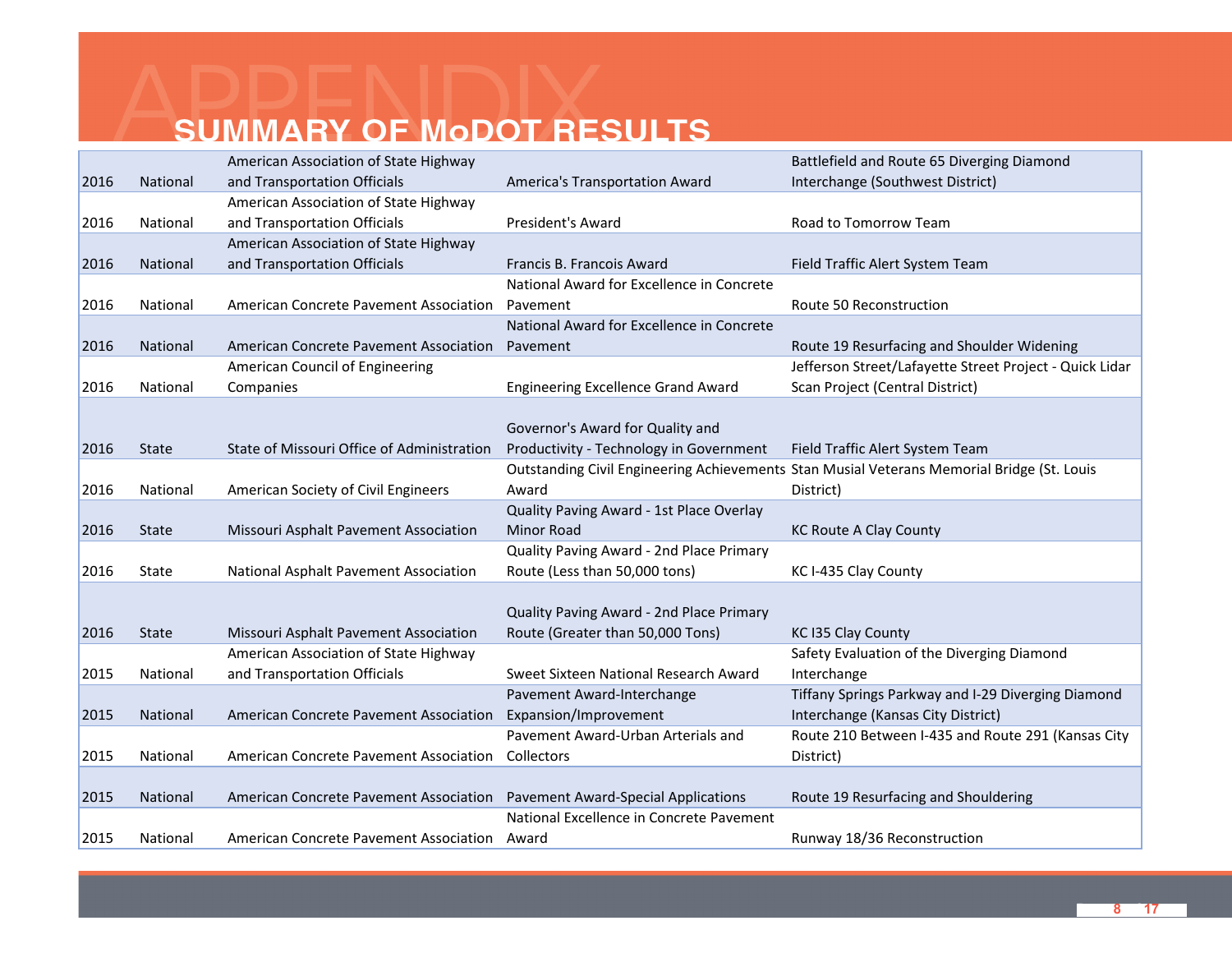# APPENDIX

## SUMMARY OF MoDOT RESULTS

| | | | | |
|---|---|---|---|---|
| 2016 | National | American Association of State Highway and Transportation Officials | America's Transportation Award | Battlefield and Route 65 Diverging Diamond Interchange (Southwest District) |
| 2016 | National | American Association of State Highway and Transportation Officials | President's Award | Road to Tomorrow Team |
| 2016 | National | American Association of State Highway and Transportation Officials | Francis B. Francois Award | Field Traffic Alert System Team |
| 2016 | National | American Concrete Pavement Association | National Award for Excellence in Concrete Pavement | Route 50 Reconstruction |
| 2016 | National | American Concrete Pavement Association | National Award for Excellence in Concrete Pavement | Route 19 Resurfacing and Shoulder Widening |
| 2016 | National | American Council of Engineering Companies | Engineering Excellence Grand Award | Jefferson Street/Lafayette Street Project - Quick Lidar Scan Project (Central District) |
| 2016 | State | State of Missouri Office of Administration | Governor's Award for Quality and Productivity - Technology in Government | Field Traffic Alert System Team |
| 2016 | National | American Society of Civil Engineers | Outstanding Civil Engineering Achievements Award | Stan Musial Veterans Memorial Bridge (St. Louis District) |
| 2016 | State | Missouri Asphalt Pavement Association | Quality Paving Award - 1st Place Overlay Minor Road | KC Route A Clay County |
| 2016 | State | National Asphalt Pavement Association | Quality Paving Award - 2nd Place Primary Route (Less than 50,000 tons) | KC I-435 Clay County |
| 2016 | State | Missouri Asphalt Pavement Association | Quality Paving Award - 2nd Place Primary Route (Greater than 50,000 Tons) | KC I35 Clay County |
| 2015 | National | American Association of State Highway and Transportation Officials | Sweet Sixteen National Research Award | Safety Evaluation of the Diverging Diamond Interchange |
| 2015 | National | American Concrete Pavement Association | Pavement Award-Interchange Expansion/Improvement | Tiffany Springs Parkway and I-29 Diverging Diamond Interchange (Kansas City District) |
| 2015 | National | American Concrete Pavement Association | Pavement Award-Urban Arterials and Collectors | Route 210 Between I-435 and Route 291 (Kansas City District) |
| 2015 | National | American Concrete Pavement Association | Pavement Award-Special Applications | Route 19 Resurfacing and Shouldering |
| 2015 | National | American Concrete Pavement Association | National Excellence in Concrete Pavement Award | Runway 18/36 Reconstruction |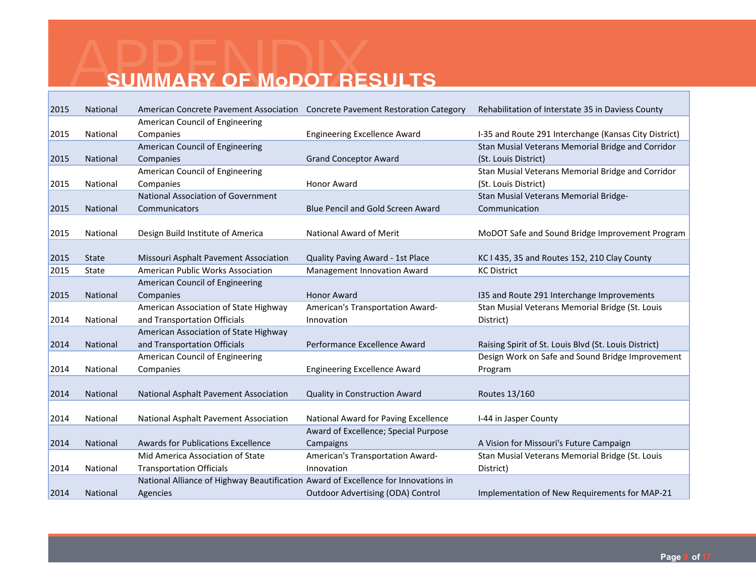# APPENDIX

## SUMMARY OF MoDOT RESULTS

| | | | | |
|---|---|---|---|---|
| 2015 | National | American Concrete Pavement Association | Concrete Pavement Restoration Category | Rehabilitation of Interstate 35 in Daviess County |
| 2015 | National | American Council of Engineering Companies | Engineering Excellence Award | I-35 and Route 291 Interchange (Kansas City District) |
| 2015 | National | American Council of Engineering Companies | Grand Conceptor Award | Stan Musial Veterans Memorial Bridge and Corridor (St. Louis District) |
| 2015 | National | American Council of Engineering Companies | Honor Award | Stan Musial Veterans Memorial Bridge and Corridor (St. Louis District) |
| 2015 | National | National Association of Government Communicators | Blue Pencil and Gold Screen Award | Stan Musial Veterans Memorial Bridge-Communication |
| 2015 | National | Design Build Institute of America | National Award of Merit | MoDOT Safe and Sound Bridge Improvement Program |
| 2015 | State | Missouri Asphalt Pavement Association | Quality Paving Award - 1st Place | KC I 435, 35 and Routes 152, 210 Clay County |
| 2015 | State | American Public Works Association | Management Innovation Award | KC District |
| 2015 | National | American Council of Engineering Companies | Honor Award | I35 and Route 291 Interchange Improvements |
| 2014 | National | American Association of State Highway and Transportation Officials | American's Transportation Award-Innovation | Stan Musial Veterans Memorial Bridge (St. Louis District) |
| 2014 | National | American Association of State Highway and Transportation Officials | Performance Excellence Award | Raising Spirit of St. Louis Blvd (St. Louis District) |
| 2014 | National | American Council of Engineering Companies | Engineering Excellence Award | Design Work on Safe and Sound Bridge Improvement Program |
| 2014 | National | National Asphalt Pavement Association | Quality in Construction Award | Routes 13/160 |
| 2014 | National | National Asphalt Pavement Association | National Award for Paving Excellence | I-44 in Jasper County |
| 2014 | National | Awards for Publications Excellence | Award of Excellence; Special Purpose Campaigns | A Vision for Missouri's Future Campaign |
| 2014 | National | Mid America Association of State Transportation Officials | American's Transportation Award-Innovation | Stan Musial Veterans Memorial Bridge (St. Louis District) |
| 2014 | National | National Alliance of Highway Beautification Agencies | Award of Excellence for Innovations in Outdoor Advertising (ODA) Control | Implementation of New Requirements for MAP-21 |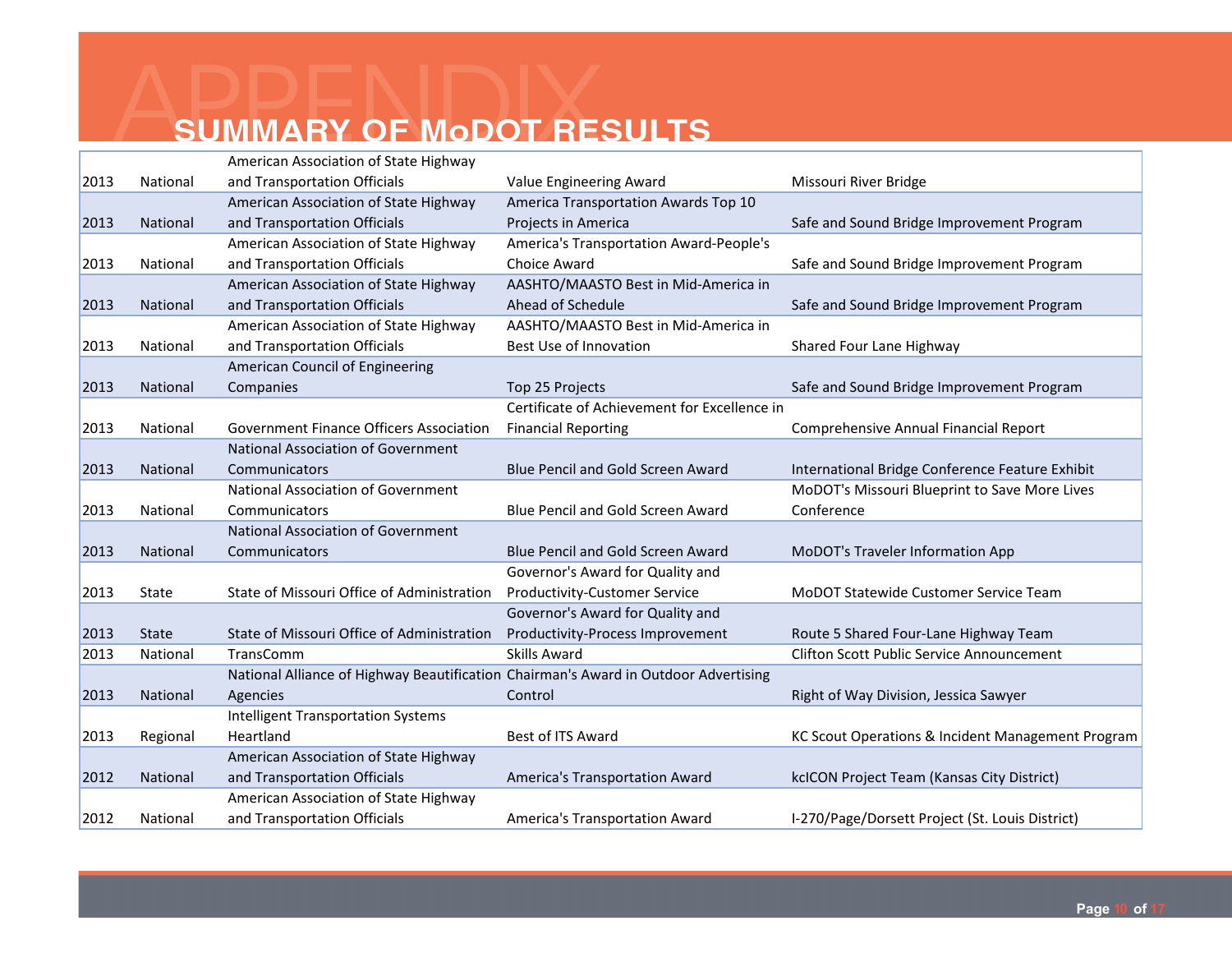# APPENDIX

## SUMMARY OF MoDOT RESULTS

| | | | | |
|---|---|---|---|---|
| 2013 | National | American Association of State Highway and Transportation Officials | Value Engineering Award | Missouri River Bridge |
| 2013 | National | American Association of State Highway and Transportation Officials | America Transportation Awards Top 10 Projects in America | Safe and Sound Bridge Improvement Program |
| 2013 | National | American Association of State Highway and Transportation Officials | America's Transportation Award-People's Choice Award | Safe and Sound Bridge Improvement Program |
| 2013 | National | American Association of State Highway and Transportation Officials | AASHTO/MAASTO Best in Mid-America in Ahead of Schedule | Safe and Sound Bridge Improvement Program |
| 2013 | National | American Association of State Highway and Transportation Officials | AASHTO/MAASTO Best in Mid-America in Best Use of Innovation | Shared Four Lane Highway |
| 2013 | National | American Council of Engineering Companies | Top 25 Projects | Safe and Sound Bridge Improvement Program |
| 2013 | National | Government Finance Officers Association | Certificate of Achievement for Excellence in Financial Reporting | Comprehensive Annual Financial Report |
| 2013 | National | National Association of Government Communicators | Blue Pencil and Gold Screen Award | International Bridge Conference Feature Exhibit |
| 2013 | National | National Association of Government Communicators | Blue Pencil and Gold Screen Award | MoDOT's Missouri Blueprint to Save More Lives Conference |
| 2013 | National | National Association of Government Communicators | Blue Pencil and Gold Screen Award | MoDOT's Traveler Information App |
| 2013 | State | State of Missouri Office of Administration | Governor's Award for Quality and Productivity-Customer Service | MoDOT Statewide Customer Service Team |
| 2013 | State | State of Missouri Office of Administration | Governor's Award for Quality and Productivity-Process Improvement | Route 5 Shared Four-Lane Highway Team |
| 2013 | National | TransComm | Skills Award | Clifton Scott Public Service Announcement |
| 2013 | National | National Alliance of Highway Beautification Agencies | Chairman's Award in Outdoor Advertising Control | Right of Way Division, Jessica Sawyer |
| 2013 | Regional | Intelligent Transportation Systems Heartland | Best of ITS Award | KC Scout Operations & Incident Management Program |
| 2012 | National | American Association of State Highway and Transportation Officials | America's Transportation Award | kcICON Project Team (Kansas City District) |
| 2012 | National | American Association of State Highway and Transportation Officials | America's Transportation Award | I-270/Page/Dorsett Project (St. Louis District) |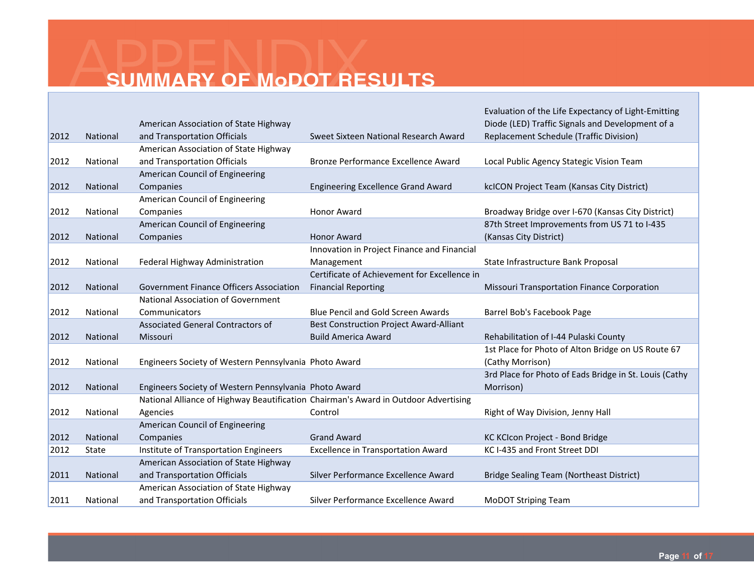# APPENDIX

## SUMMARY OF MoDOT RESULTS

| | | | | |
|---|---|---|---|---|
| 2012 | National | American Association of State Highway and Transportation Officials | Sweet Sixteen National Research Award | Evaluation of the Life Expectancy of Light-Emitting Diode (LED) Traffic Signals and Development of a Replacement Schedule (Traffic Division) |
| 2012 | National | American Association of State Highway and Transportation Officials | Bronze Performance Excellence Award | Local Public Agency Stategic Vision Team |
| 2012 | National | American Council of Engineering Companies | Engineering Excellence Grand Award | kcICON Project Team (Kansas City District) |
| 2012 | National | American Council of Engineering Companies | Honor Award | Broadway Bridge over I-670 (Kansas City District) |
| 2012 | National | American Council of Engineering Companies | Honor Award | 87th Street Improvements from US 71 to I-435 (Kansas City District) |
| 2012 | National | Federal Highway Administration | Innovation in Project Finance and Financial Management | State Infrastructure Bank Proposal |
| 2012 | National | Government Finance Officers Association | Certificate of Achievement for Excellence in Financial Reporting | Missouri Transportation Finance Corporation |
| 2012 | National | National Association of Government Communicators | Blue Pencil and Gold Screen Awards | Barrel Bob's Facebook Page |
| 2012 | National | Associated General Contractors of Missouri | Best Construction Project Award-Alliant Build America Award | Rehabilitation of I-44 Pulaski County |
| 2012 | National | Engineers Society of Western Pennsylvania | Photo Award | 1st Place for Photo of Alton Bridge on US Route 67 (Cathy Morrison) |
| 2012 | National | Engineers Society of Western Pennsylvania | Photo Award | 3rd Place for Photo of Eads Bridge in St. Louis (Cathy Morrison) |
| 2012 | National | National Alliance of Highway Beautification Agencies | Chairman's Award in Outdoor Advertising Control | Right of Way Division, Jenny Hall |
| 2012 | National | American Council of Engineering Companies | Grand Award | KC KCIcon Project - Bond Bridge |
| 2012 | State | Institute of Transportation Engineers | Excellence in Transportation Award | KC I-435 and Front Street DDI |
| 2011 | National | American Association of State Highway and Transportation Officials | Silver Performance Excellence Award | Bridge Sealing Team (Northeast District) |
| 2011 | National | American Association of State Highway and Transportation Officials | Silver Performance Excellence Award | MoDOT Striping Team |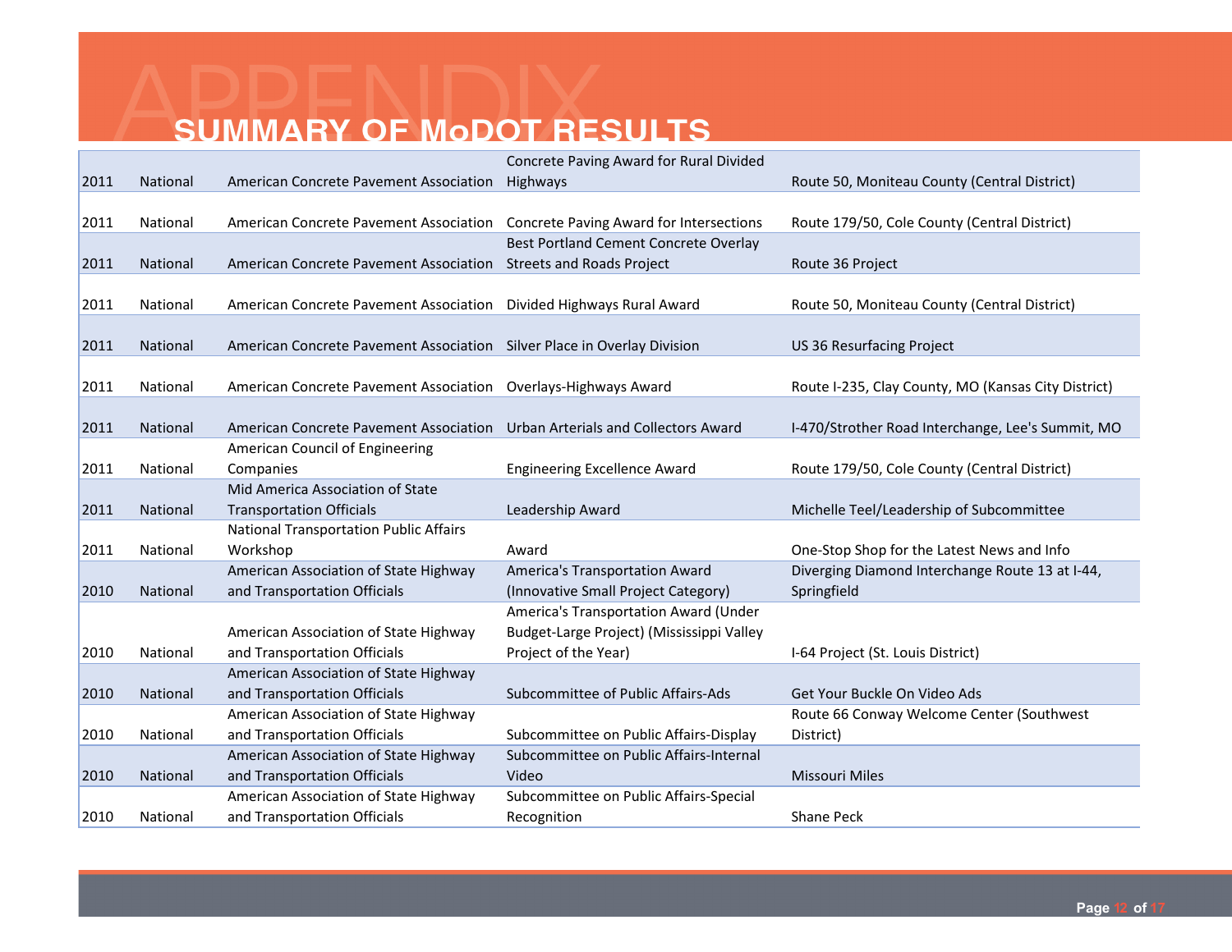# SUMMARY OF MoDOT RESULTS

| | | | | |
|---|---|---|---|---|
| 2011 | National | American Concrete Pavement Association | Concrete Paving Award for Rural Divided Highways | Route 50, Moniteau County (Central District) |
| 2011 | National | American Concrete Pavement Association | Concrete Paving Award for Intersections | Route 179/50, Cole County (Central District) |
| 2011 | National | American Concrete Pavement Association | Best Portland Cement Concrete Overlay Streets and Roads Project | Route 36 Project |
| 2011 | National | American Concrete Pavement Association | Divided Highways Rural Award | Route 50, Moniteau County (Central District) |
| 2011 | National | American Concrete Pavement Association | Silver Place in Overlay Division | US 36 Resurfacing Project |
| 2011 | National | American Concrete Pavement Association | Overlays-Highways Award | Route I-235, Clay County, MO (Kansas City District) |
| 2011 | National | American Concrete Pavement Association | Urban Arterials and Collectors Award | I-470/Strother Road Interchange, Lee's Summit, MO |
| 2011 | National | American Council of Engineering Companies | Engineering Excellence Award | Route 179/50, Cole County (Central District) |
| 2011 | National | Mid America Association of State Transportation Officials | Leadership Award | Michelle Teel/Leadership of Subcommittee |
| 2011 | National | National Transportation Public Affairs Workshop | Award | One-Stop Shop for the Latest News and Info |
| 2010 | National | American Association of State Highway and Transportation Officials | America's Transportation Award (Innovative Small Project Category) | Diverging Diamond Interchange Route 13 at I-44, Springfield |
| 2010 | National | American Association of State Highway and Transportation Officials | America's Transportation Award (Under Budget-Large Project) (Mississippi Valley Project of the Year) | I-64 Project (St. Louis District) |
| 2010 | National | American Association of State Highway and Transportation Officials | Subcommittee of Public Affairs-Ads | Get Your Buckle On Video Ads |
| 2010 | National | American Association of State Highway and Transportation Officials | Subcommittee on Public Affairs-Display | Route 66 Conway Welcome Center (Southwest District) |
| 2010 | National | American Association of State Highway and Transportation Officials | Subcommittee on Public Affairs-Internal Video | Missouri Miles |
| 2010 | National | American Association of State Highway and Transportation Officials | Subcommittee on Public Affairs-Special Recognition | Shane Peck |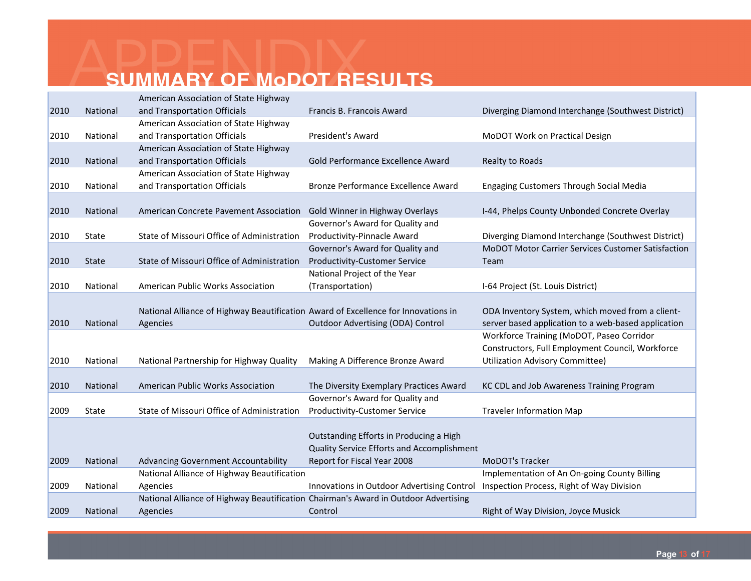# APPENDIX

## SUMMARY OF MoDOT RESULTS

| | | | | |
|---|---|---|---|---|
| 2010 | National | American Association of State Highway and Transportation Officials | Francis B. Francois Award | Diverging Diamond Interchange (Southwest District) |
| 2010 | National | American Association of State Highway and Transportation Officials | President's Award | MoDOT Work on Practical Design |
| 2010 | National | American Association of State Highway and Transportation Officials | Gold Performance Excellence Award | Realty to Roads |
| 2010 | National | American Association of State Highway and Transportation Officials | Bronze Performance Excellence Award | Engaging Customers Through Social Media |
| 2010 | National | American Concrete Pavement Association | Gold Winner in Highway Overlays | I-44, Phelps County Unbonded Concrete Overlay |
| 2010 | State | State of Missouri Office of Administration | Governor's Award for Quality and Productivity-Pinnacle Award | Diverging Diamond Interchange (Southwest District) |
| 2010 | State | State of Missouri Office of Administration | Governor's Award for Quality and Productivity-Customer Service | MoDOT Motor Carrier Services Customer Satisfaction Team |
| 2010 | National | American Public Works Association | National Project of the Year (Transportation) | I-64 Project (St. Louis District) |
| 2010 | National | National Alliance of Highway Beautification Agencies | Award of Excellence for Innovations in Outdoor Advertising (ODA) Control | ODA Inventory System, which moved from a client-server based application to a web-based application |
| 2010 | National | National Partnership for Highway Quality | Making A Difference Bronze Award | Workforce Training (MoDOT, Paseo Corridor Constructors, Full Employment Council, Workforce Utilization Advisory Committee) |
| 2010 | National | American Public Works Association | The Diversity Exemplary Practices Award | KC CDL and Job Awareness Training Program |
| 2009 | State | State of Missouri Office of Administration | Governor's Award for Quality and Productivity-Customer Service | Traveler Information Map |
| 2009 | National | Advancing Government Accountability | Outstanding Efforts in Producing a High Quality Service Efforts and Accomplishment Report for Fiscal Year 2008 | MoDOT's Tracker |
| 2009 | National | National Alliance of Highway Beautification Agencies | Innovations in Outdoor Advertising Control | Implementation of An On-going County Billing Inspection Process, Right of Way Division |
| 2009 | National | National Alliance of Highway Beautification Agencies | Chairman's Award in Outdoor Advertising Control | Right of Way Division, Joyce Musick |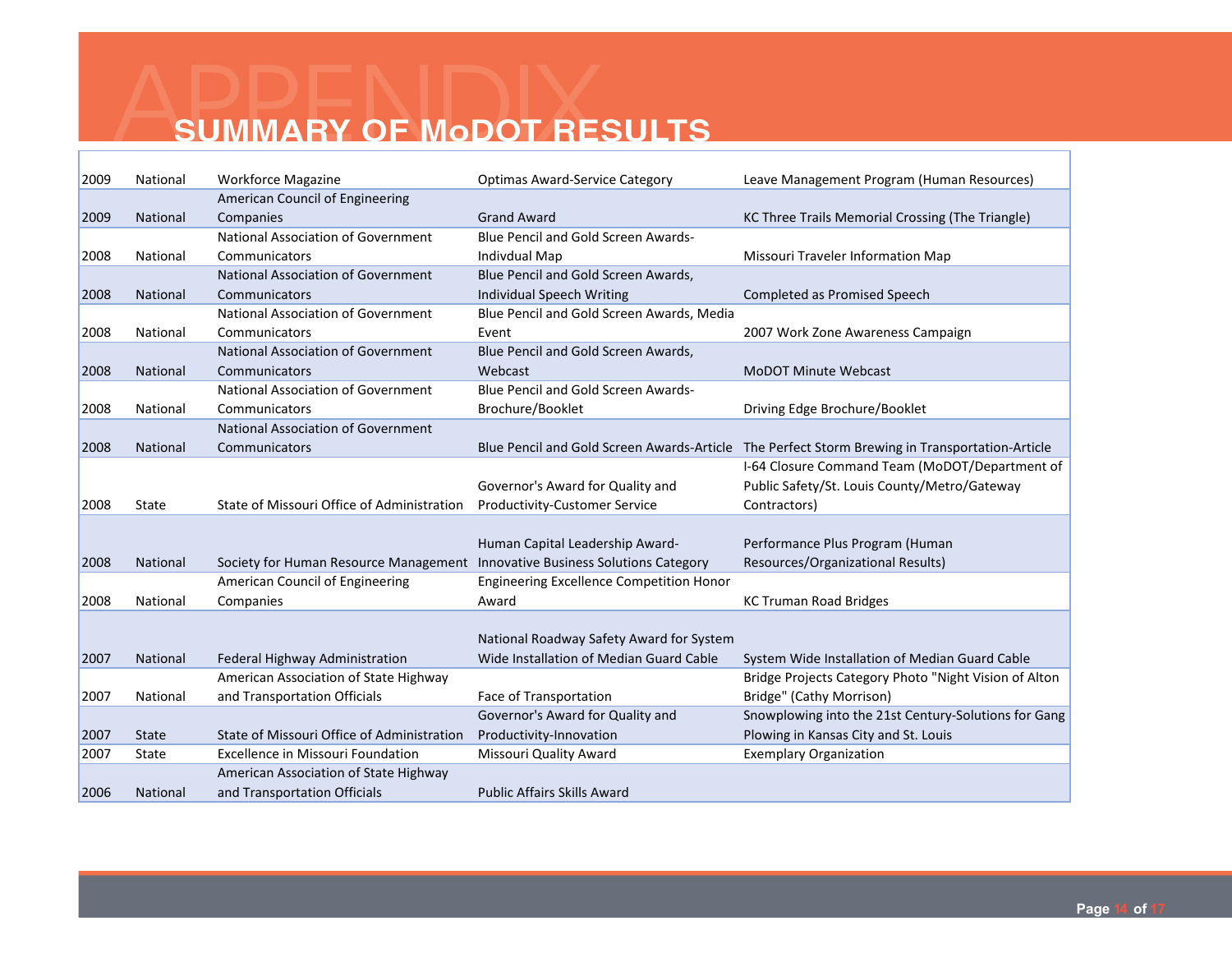# APPENDIX
## SUMMARY OF MoDOT RESULTS

| | | | | |
|---|---|---|---|---|
| 2009 | National | Workforce Magazine | Optimas Award-Service Category | Leave Management Program (Human Resources) |
| 2009 | National | American Council of Engineering Companies | Grand Award | KC Three Trails Memorial Crossing (The Triangle) |
| 2008 | National | National Association of Government Communicators | Blue Pencil and Gold Screen Awards-Indivdual Map | Missouri Traveler Information Map |
| 2008 | National | National Association of Government Communicators | Blue Pencil and Gold Screen Awards, Individual Speech Writing | Completed as Promised Speech |
| 2008 | National | National Association of Government Communicators | Blue Pencil and Gold Screen Awards, Media Event | 2007 Work Zone Awareness Campaign |
| 2008 | National | National Association of Government Communicators | Blue Pencil and Gold Screen Awards, Webcast | MoDOT Minute Webcast |
| 2008 | National | National Association of Government Communicators | Blue Pencil and Gold Screen Awards-Brochure/Booklet | Driving Edge Brochure/Booklet |
| 2008 | National | National Association of Government Communicators | Blue Pencil and Gold Screen Awards-Article | The Perfect Storm Brewing in Transportation-Article |
| 2008 | State | State of Missouri Office of Administration | Governor's Award for Quality and Productivity-Customer Service | I-64 Closure Command Team (MoDOT/Department of Public Safety/St. Louis County/Metro/Gateway Contractors) |
| 2008 | National | Society for Human Resource Management | Human Capital Leadership Award-Innovative Business Solutions Category | Performance Plus Program (Human Resources/Organizational Results) |
| 2008 | National | American Council of Engineering Companies | Engineering Excellence Competition Honor Award | KC Truman Road Bridges |
| 2007 | National | Federal Highway Administration | National Roadway Safety Award for System Wide Installation of Median Guard Cable | System Wide Installation of Median Guard Cable |
| 2007 | National | American Association of State Highway and Transportation Officials | Face of Transportation | Bridge Projects Category Photo "Night Vision of Alton Bridge" (Cathy Morrison) |
| 2007 | State | State of Missouri Office of Administration | Governor's Award for Quality and Productivity-Innovation | Snowplowing into the 21st Century-Solutions for Gang Plowing in Kansas City and St. Louis |
| 2007 | State | Excellence in Missouri Foundation | Missouri Quality Award | Exemplary Organization |
| 2006 | National | American Association of State Highway and Transportation Officials | Public Affairs Skills Award | |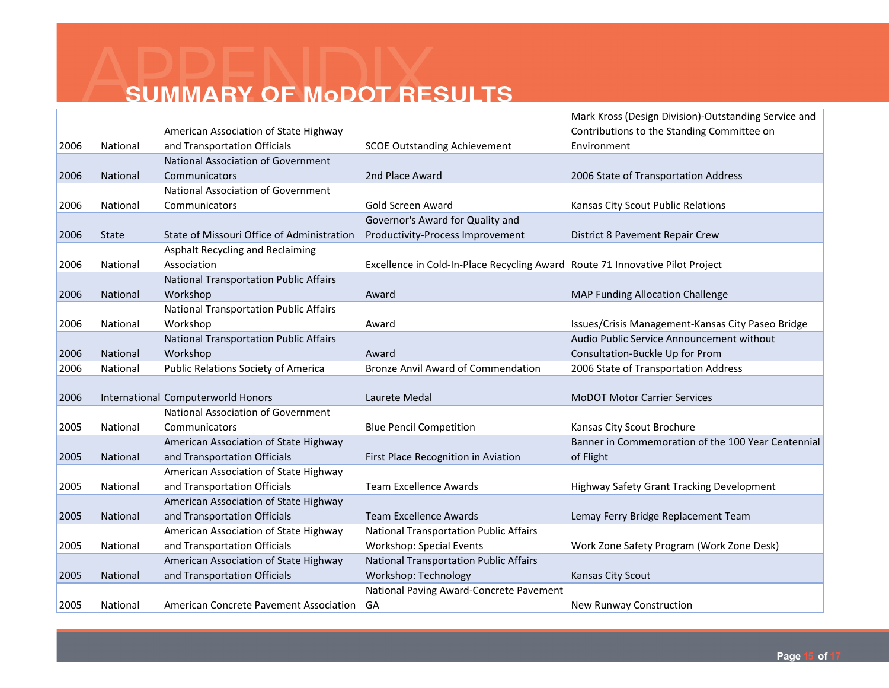# APPENDIX

## SUMMARY OF MoDOT RESULTS

| | | | | |
|---|---|---|---|---|
| 2006 | National | American Association of State Highway and Transportation Officials | SCOE Outstanding Achievement | Mark Kross (Design Division)-Outstanding Service and Contributions to the Standing Committee on Environment |
| 2006 | National | National Association of Government Communicators | 2nd Place Award | 2006 State of Transportation Address |
| 2006 | National | National Association of Government Communicators | Gold Screen Award | Kansas City Scout Public Relations |
| 2006 | State | State of Missouri Office of Administration | Governor's Award for Quality and Productivity-Process Improvement | District 8 Pavement Repair Crew |
| 2006 | National | Asphalt Recycling and Reclaiming Association | Excellence in Cold-In-Place Recycling Award | Route 71 Innovative Pilot Project |
| 2006 | National | National Transportation Public Affairs Workshop | Award | MAP Funding Allocation Challenge |
| 2006 | National | National Transportation Public Affairs Workshop | Award | Issues/Crisis Management-Kansas City Paseo Bridge |
| 2006 | National | National Transportation Public Affairs Workshop | Award | Audio Public Service Announcement without Consultation-Buckle Up for Prom |
| 2006 | National | Public Relations Society of America | Bronze Anvil Award of Commendation | 2006 State of Transportation Address |
| 2006 | International | Computerworld Honors | Laurete Medal | MoDOT Motor Carrier Services |
| 2005 | National | National Association of Government Communicators | Blue Pencil Competition | Kansas City Scout Brochure |
| 2005 | National | American Association of State Highway and Transportation Officials | First Place Recognition in Aviation | Banner in Commemoration of the 100 Year Centennial of Flight |
| 2005 | National | American Association of State Highway and Transportation Officials | Team Excellence Awards | Highway Safety Grant Tracking Development |
| 2005 | National | American Association of State Highway and Transportation Officials | Team Excellence Awards | Lemay Ferry Bridge Replacement Team |
| 2005 | National | American Association of State Highway and Transportation Officials | National Transportation Public Affairs Workshop: Special Events | Work Zone Safety Program (Work Zone Desk) |
| 2005 | National | American Association of State Highway and Transportation Officials | National Transportation Public Affairs Workshop: Technology | Kansas City Scout |
| 2005 | National | American Concrete Pavement Association | National Paving Award-Concrete Pavement GA | New Runway Construction |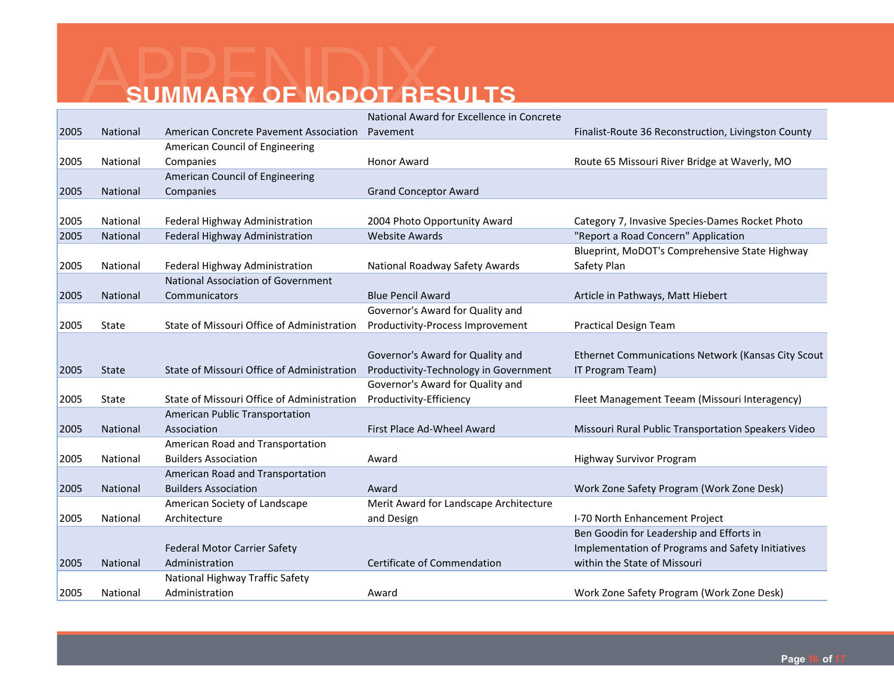# APPENDIX

## SUMMARY OF MoDOT RESULTS

| | | | | |
|---|---|---|---|---|
| 2005 | National | American Concrete Pavement Association | National Award for Excellence in Concrete Pavement | Finalist-Route 36 Reconstruction, Livingston County |
| 2005 | National | American Council of Engineering Companies | Honor Award | Route 65 Missouri River Bridge at Waverly, MO |
| 2005 | National | American Council of Engineering Companies | Grand Conceptor Award | |
| 2005 | National | Federal Highway Administration | 2004 Photo Opportunity Award | Category 7, Invasive Species-Dames Rocket Photo |
| 2005 | National | Federal Highway Administration | Website Awards | "Report a Road Concern" Application |
| 2005 | National | Federal Highway Administration | National Roadway Safety Awards | Blueprint, MoDOT's Comprehensive State Highway Safety Plan |
| 2005 | National | National Association of Government Communicators | Blue Pencil Award | Article in Pathways, Matt Hiebert |
| 2005 | State | State of Missouri Office of Administration | Governor's Award for Quality and Productivity-Process Improvement | Practical Design Team |
| 2005 | State | State of Missouri Office of Administration | Governor's Award for Quality and Productivity-Technology in Government | Ethernet Communications Network (Kansas City Scout IT Program Team) |
| 2005 | State | State of Missouri Office of Administration | Governor's Award for Quality and Productivity-Efficiency | Fleet Management Teeam (Missouri Interagency) |
| 2005 | National | American Public Transportation Association | First Place Ad-Wheel Award | Missouri Rural Public Transportation Speakers Video |
| 2005 | National | American Road and Transportation Builders Association | Award | Highway Survivor Program |
| 2005 | National | American Road and Transportation Builders Association | Award | Work Zone Safety Program (Work Zone Desk) |
| 2005 | National | American Society of Landscape Architecture | Merit Award for Landscape Architecture and Design | I-70 North Enhancement Project |
| 2005 | National | Federal Motor Carrier Safety Administration | Certificate of Commendation | Ben Goodin for Leadership and Efforts in Implementation of Programs and Safety Initiatives within the State of Missouri |
| 2005 | National | National Highway Traffic Safety Administration | Award | Work Zone Safety Program (Work Zone Desk) |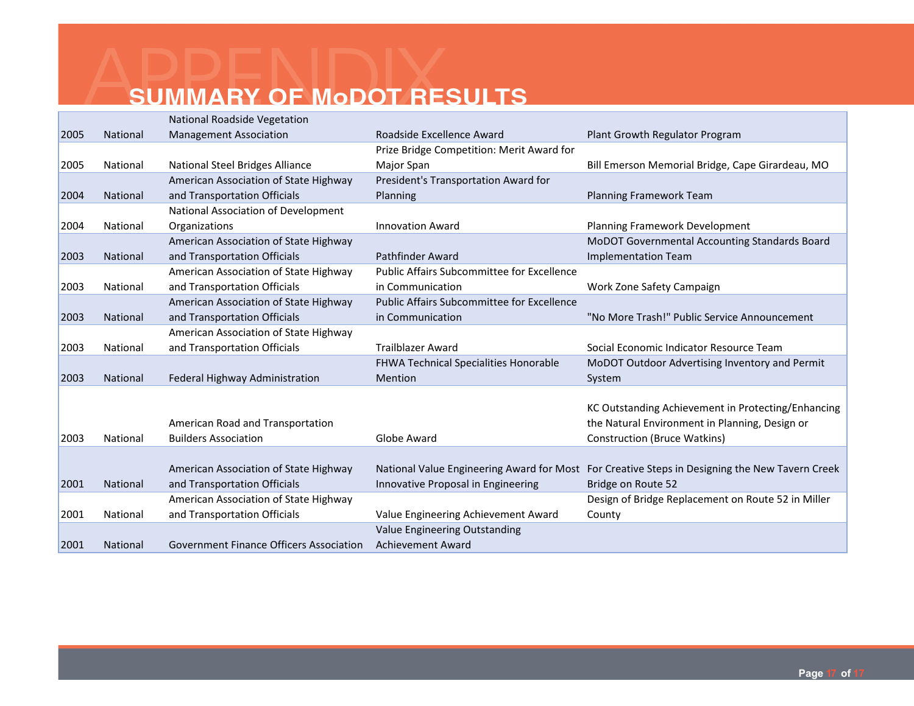# APPENDIX

## SUMMARY OF MoDOT RESULTS

| | | | | |
|---|---|---|---|---|
| 2005 | National | National Roadside Vegetation Management Association | Roadside Excellence Award | Plant Growth Regulator Program |
| 2005 | National | National Steel Bridges Alliance | Prize Bridge Competition: Merit Award for Major Span | Bill Emerson Memorial Bridge, Cape Girardeau, MO |
| 2004 | National | American Association of State Highway and Transportation Officials | President's Transportation Award for Planning | Planning Framework Team |
| 2004 | National | National Association of Development Organizations | Innovation Award | Planning Framework Development |
| 2003 | National | American Association of State Highway and Transportation Officials | Pathfinder Award | MoDOT Governmental Accounting Standards Board Implementation Team |
| 2003 | National | American Association of State Highway and Transportation Officials | Public Affairs Subcommittee for Excellence in Communication | Work Zone Safety Campaign |
| 2003 | National | American Association of State Highway and Transportation Officials | Public Affairs Subcommittee for Excellence in Communication | "No More Trash!" Public Service Announcement |
| 2003 | National | American Association of State Highway and Transportation Officials | Trailblazer Award | Social Economic Indicator Resource Team |
| 2003 | National | Federal Highway Administration | FHWA Technical Specialities Honorable Mention | MoDOT Outdoor Advertising Inventory and Permit System |
| 2003 | National | American Road and Transportation Builders Association | Globe Award | KC Outstanding Achievement in Protecting/Enhancing the Natural Environment in Planning, Design or Construction (Bruce Watkins) |
| 2001 | National | American Association of State Highway and Transportation Officials | National Value Engineering Award for Most Innovative Proposal in Engineering | For Creative Steps in Designing the New Tavern Creek Bridge on Route 52 |
| 2001 | National | American Association of State Highway and Transportation Officials | Value Engineering Achievement Award | Design of Bridge Replacement on Route 52 in Miller County |
| 2001 | National | Government Finance Officers Association | Value Engineering Outstanding Achievement Award | |